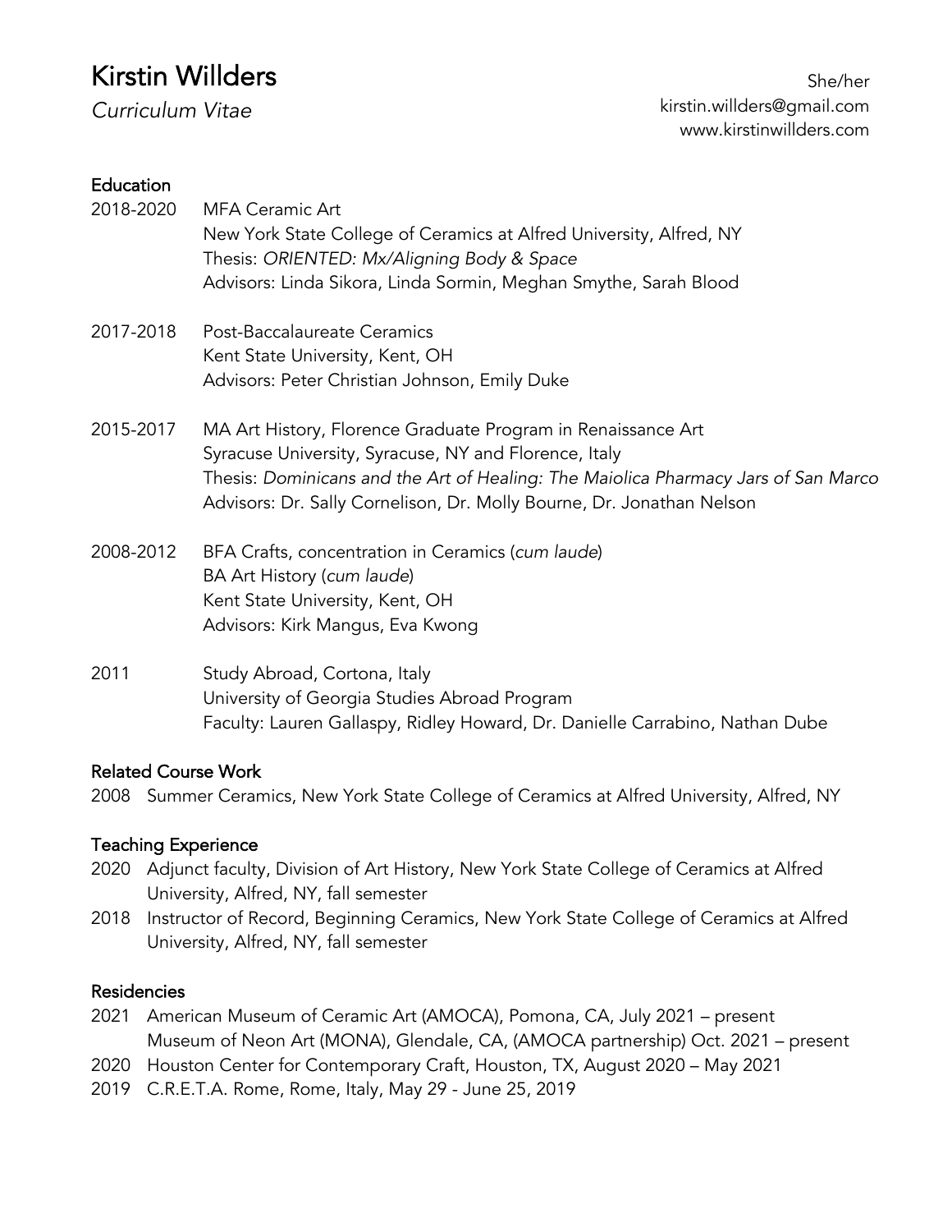# Kirstin Willders

*Curriculum Vitae*

She/her
kirstin.willders@gmail.com
www.kirstinwillders.com

## Education

2018-2020 MFA Ceramic Art
New York State College of Ceramics at Alfred University, Alfred, NY
Thesis: *ORIENTED: Mx/Aligning Body & Space*
Advisors: Linda Sikora, Linda Sormin, Meghan Smythe, Sarah Blood

2017-2018 Post-Baccalaureate Ceramics
Kent State University, Kent, OH
Advisors: Peter Christian Johnson, Emily Duke

2015-2017 MA Art History, Florence Graduate Program in Renaissance Art
Syracuse University, Syracuse, NY and Florence, Italy
Thesis: *Dominicans and the Art of Healing: The Maiolica Pharmacy Jars of San Marco*
Advisors: Dr. Sally Cornelison, Dr. Molly Bourne, Dr. Jonathan Nelson

2008-2012 BFA Crafts, concentration in Ceramics (*cum laude*)
BA Art History (*cum laude*)
Kent State University, Kent, OH
Advisors: Kirk Mangus, Eva Kwong

2011 Study Abroad, Cortona, Italy
University of Georgia Studies Abroad Program
Faculty: Lauren Gallaspy, Ridley Howard, Dr. Danielle Carrabino, Nathan Dube

## Related Course Work

2008 Summer Ceramics, New York State College of Ceramics at Alfred University, Alfred, NY

## Teaching Experience

2020 Adjunct faculty, Division of Art History, New York State College of Ceramics at Alfred University, Alfred, NY, fall semester

2018 Instructor of Record, Beginning Ceramics, New York State College of Ceramics at Alfred University, Alfred, NY, fall semester

## Residencies

2021 American Museum of Ceramic Art (AMOCA), Pomona, CA, July 2021 – present
Museum of Neon Art (MONA), Glendale, CA, (AMOCA partnership) Oct. 2021 – present

2020 Houston Center for Contemporary Craft, Houston, TX, August 2020 – May 2021

2019 C.R.E.T.A. Rome, Rome, Italy, May 29 - June 25, 2019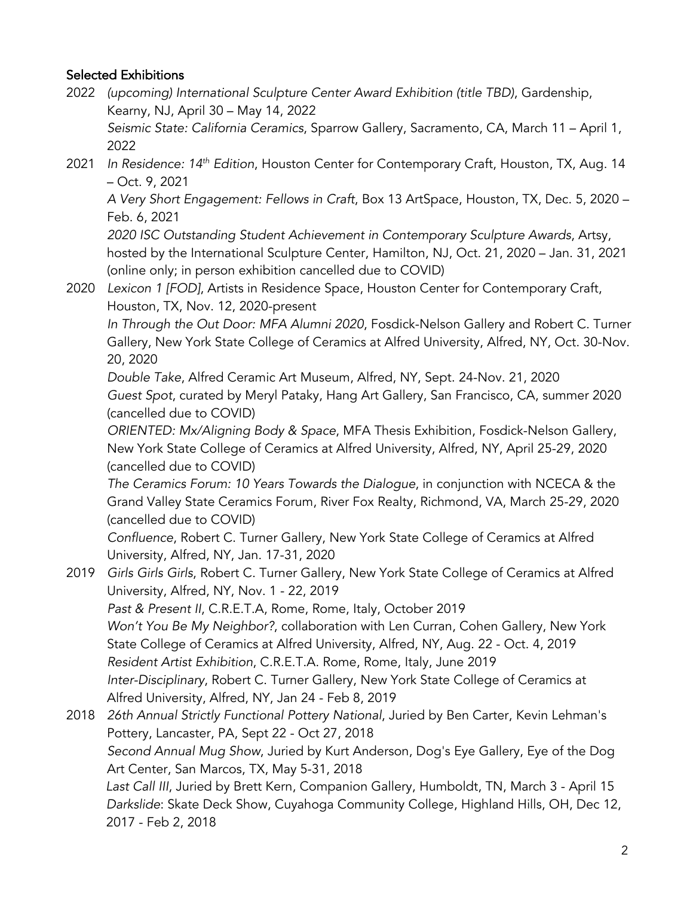## Selected Exhibitions

**2022**

*(upcoming) International Sculpture Center Award Exhibition (title TBD)*, Gardenship, Kearny, NJ, April 30 – May 14, 2022

*Seismic State: California Ceramics*, Sparrow Gallery, Sacramento, CA, March 11 – April 1, 2022

**2021**

*In Residence: 14th Edition*, Houston Center for Contemporary Craft, Houston, TX, Aug. 14 – Oct. 9, 2021

*A Very Short Engagement: Fellows in Craft*, Box 13 ArtSpace, Houston, TX, Dec. 5, 2020 – Feb. 6, 2021

*2020 ISC Outstanding Student Achievement in Contemporary Sculpture Awards*, Artsy, hosted by the International Sculpture Center, Hamilton, NJ, Oct. 21, 2020 – Jan. 31, 2021 (online only; in person exhibition cancelled due to COVID)

**2020**

*Lexicon 1 [FOD]*, Artists in Residence Space, Houston Center for Contemporary Craft, Houston, TX, Nov. 12, 2020-present

*In Through the Out Door: MFA Alumni 2020*, Fosdick-Nelson Gallery and Robert C. Turner Gallery, New York State College of Ceramics at Alfred University, Alfred, NY, Oct. 30-Nov. 20, 2020

*Double Take*, Alfred Ceramic Art Museum, Alfred, NY, Sept. 24-Nov. 21, 2020

*Guest Spot*, curated by Meryl Pataky, Hang Art Gallery, San Francisco, CA, summer 2020 (cancelled due to COVID)

*ORIENTED: Mx/Aligning Body & Space*, MFA Thesis Exhibition, Fosdick-Nelson Gallery, New York State College of Ceramics at Alfred University, Alfred, NY, April 25-29, 2020 (cancelled due to COVID)

*The Ceramics Forum: 10 Years Towards the Dialogue*, in conjunction with NCECA & the Grand Valley State Ceramics Forum, River Fox Realty, Richmond, VA, March 25-29, 2020 (cancelled due to COVID)

*Confluence*, Robert C. Turner Gallery, New York State College of Ceramics at Alfred University, Alfred, NY, Jan. 17-31, 2020

**2019**

*Girls Girls Girls*, Robert C. Turner Gallery, New York State College of Ceramics at Alfred University, Alfred, NY, Nov. 1 - 22, 2019

*Past & Present II*, C.R.E.T.A, Rome, Rome, Italy, October 2019

*Won't You Be My Neighbor?*, collaboration with Len Curran, Cohen Gallery, New York State College of Ceramics at Alfred University, Alfred, NY, Aug. 22 - Oct. 4, 2019

*Resident Artist Exhibition*, C.R.E.T.A. Rome, Rome, Italy, June 2019

*Inter-Disciplinary*, Robert C. Turner Gallery, New York State College of Ceramics at Alfred University, Alfred, NY, Jan 24 - Feb 8, 2019

**2018**

*26th Annual Strictly Functional Pottery National*, Juried by Ben Carter, Kevin Lehman's Pottery, Lancaster, PA, Sept 22 - Oct 27, 2018

*Second Annual Mug Show*, Juried by Kurt Anderson, Dog's Eye Gallery, Eye of the Dog Art Center, San Marcos, TX, May 5-31, 2018

*Last Call III*, Juried by Brett Kern, Companion Gallery, Humboldt, TN, March 3 - April 15

*Darkslide*: Skate Deck Show, Cuyahoga Community College, Highland Hills, OH, Dec 12, 2017 - Feb 2, 2018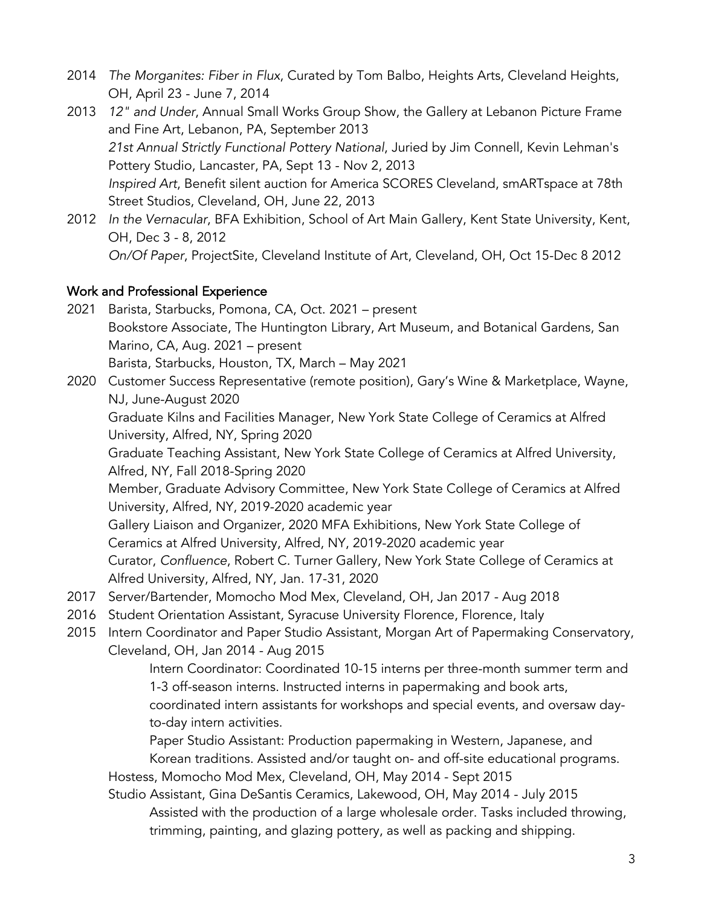2014 *The Morganites: Fiber in Flux*, Curated by Tom Balbo, Heights Arts, Cleveland Heights, OH, April 23 - June 7, 2014

2013 *12" and Under*, Annual Small Works Group Show, the Gallery at Lebanon Picture Frame and Fine Art, Lebanon, PA, September 2013

*21st Annual Strictly Functional Pottery National*, Juried by Jim Connell, Kevin Lehman's Pottery Studio, Lancaster, PA, Sept 13 - Nov 2, 2013

*Inspired Art*, Benefit silent auction for America SCORES Cleveland, smARTspace at 78th Street Studios, Cleveland, OH, June 22, 2013

2012 *In the Vernacular*, BFA Exhibition, School of Art Main Gallery, Kent State University, Kent, OH, Dec 3 - 8, 2012

*On/Of Paper*, ProjectSite, Cleveland Institute of Art, Cleveland, OH, Oct 15-Dec 8 2012

## Work and Professional Experience

2021 Barista, Starbucks, Pomona, CA, Oct. 2021 – present

Bookstore Associate, The Huntington Library, Art Museum, and Botanical Gardens, San Marino, CA, Aug. 2021 – present

Barista, Starbucks, Houston, TX, March – May 2021

2020 Customer Success Representative (remote position), Gary's Wine & Marketplace, Wayne, NJ, June-August 2020

Graduate Kilns and Facilities Manager, New York State College of Ceramics at Alfred University, Alfred, NY, Spring 2020

Graduate Teaching Assistant, New York State College of Ceramics at Alfred University, Alfred, NY, Fall 2018-Spring 2020

Member, Graduate Advisory Committee, New York State College of Ceramics at Alfred University, Alfred, NY, 2019-2020 academic year

Gallery Liaison and Organizer, 2020 MFA Exhibitions, New York State College of Ceramics at Alfred University, Alfred, NY, 2019-2020 academic year

Curator, *Confluence*, Robert C. Turner Gallery, New York State College of Ceramics at Alfred University, Alfred, NY, Jan. 17-31, 2020

2017 Server/Bartender, Momocho Mod Mex, Cleveland, OH, Jan 2017 - Aug 2018

2016 Student Orientation Assistant, Syracuse University Florence, Florence, Italy

2015 Intern Coordinator and Paper Studio Assistant, Morgan Art of Papermaking Conservatory, Cleveland, OH, Jan 2014 - Aug 2015

Intern Coordinator: Coordinated 10-15 interns per three-month summer term and 1-3 off-season interns. Instructed interns in papermaking and book arts, coordinated intern assistants for workshops and special events, and oversaw day-to-day intern activities.

Paper Studio Assistant: Production papermaking in Western, Japanese, and Korean traditions. Assisted and/or taught on- and off-site educational programs.

Hostess, Momocho Mod Mex, Cleveland, OH, May 2014 - Sept 2015

Studio Assistant, Gina DeSantis Ceramics, Lakewood, OH, May 2014 - July 2015

Assisted with the production of a large wholesale order. Tasks included throwing, trimming, painting, and glazing pottery, as well as packing and shipping.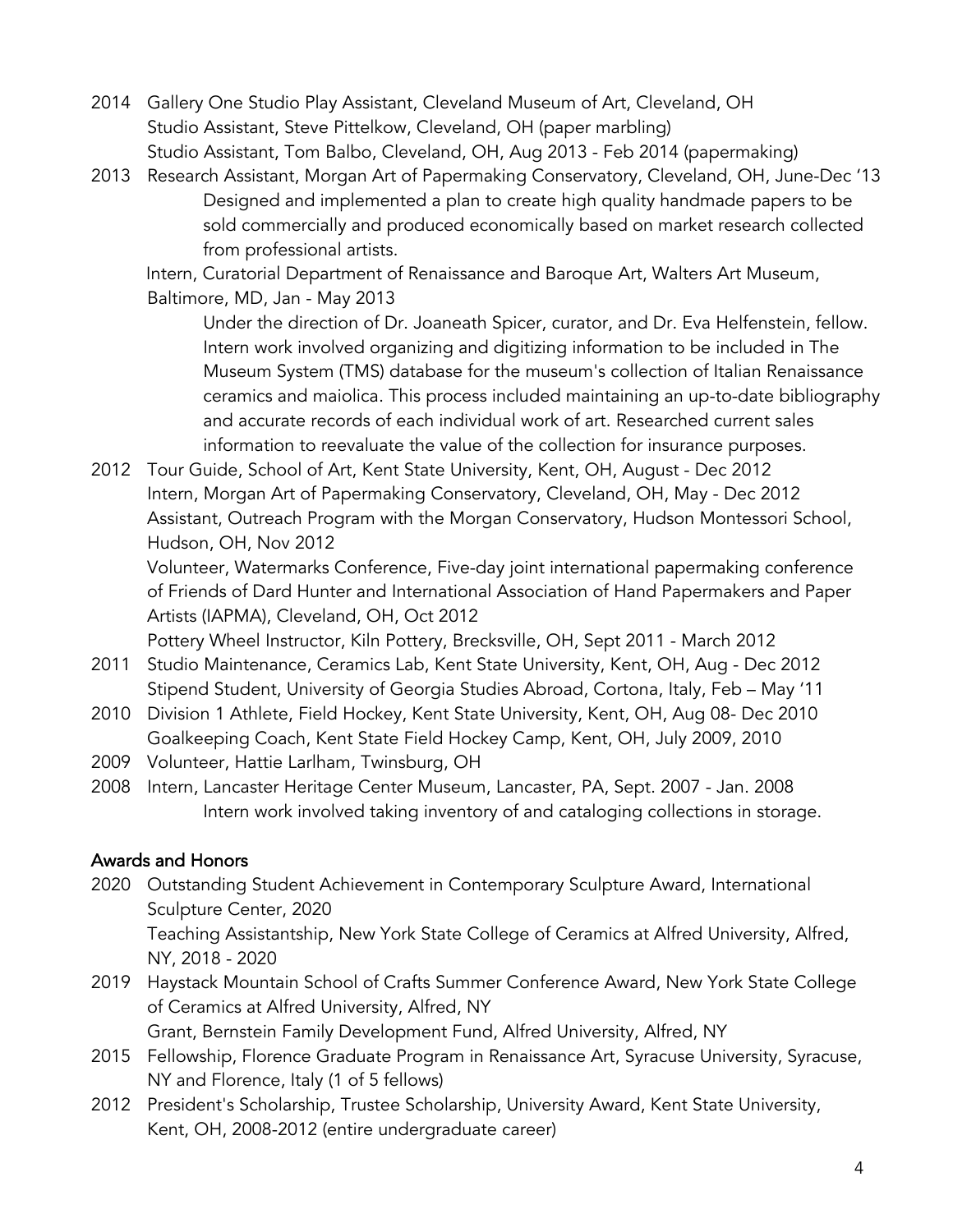2014 Gallery One Studio Play Assistant, Cleveland Museum of Art, Cleveland, OH
Studio Assistant, Steve Pittelkow, Cleveland, OH (paper marbling)
Studio Assistant, Tom Balbo, Cleveland, OH, Aug 2013 - Feb 2014 (papermaking)

2013 Research Assistant, Morgan Art of Papermaking Conservatory, Cleveland, OH, June-Dec '13
Designed and implemented a plan to create high quality handmade papers to be sold commercially and produced economically based on market research collected from professional artists.
Intern, Curatorial Department of Renaissance and Baroque Art, Walters Art Museum, Baltimore, MD, Jan - May 2013
Under the direction of Dr. Joaneath Spicer, curator, and Dr. Eva Helfenstein, fellow. Intern work involved organizing and digitizing information to be included in The Museum System (TMS) database for the museum's collection of Italian Renaissance ceramics and maiolica. This process included maintaining an up-to-date bibliography and accurate records of each individual work of art. Researched current sales information to reevaluate the value of the collection for insurance purposes.

2012 Tour Guide, School of Art, Kent State University, Kent, OH, August - Dec 2012
Intern, Morgan Art of Papermaking Conservatory, Cleveland, OH, May - Dec 2012
Assistant, Outreach Program with the Morgan Conservatory, Hudson Montessori School, Hudson, OH, Nov 2012
Volunteer, Watermarks Conference, Five-day joint international papermaking conference of Friends of Dard Hunter and International Association of Hand Papermakers and Paper Artists (IAPMA), Cleveland, OH, Oct 2012
Pottery Wheel Instructor, Kiln Pottery, Brecksville, OH, Sept 2011 - March 2012

2011 Studio Maintenance, Ceramics Lab, Kent State University, Kent, OH, Aug - Dec 2012
Stipend Student, University of Georgia Studies Abroad, Cortona, Italy, Feb – May '11

2010 Division 1 Athlete, Field Hockey, Kent State University, Kent, OH, Aug 08- Dec 2010
Goalkeeping Coach, Kent State Field Hockey Camp, Kent, OH, July 2009, 2010

2009 Volunteer, Hattie Larlham, Twinsburg, OH

2008 Intern, Lancaster Heritage Center Museum, Lancaster, PA, Sept. 2007 - Jan. 2008
Intern work involved taking inventory of and cataloging collections in storage.

## Awards and Honors

2020 Outstanding Student Achievement in Contemporary Sculpture Award, International Sculpture Center, 2020
Teaching Assistantship, New York State College of Ceramics at Alfred University, Alfred, NY, 2018 - 2020

2019 Haystack Mountain School of Crafts Summer Conference Award, New York State College of Ceramics at Alfred University, Alfred, NY
Grant, Bernstein Family Development Fund, Alfred University, Alfred, NY

2015 Fellowship, Florence Graduate Program in Renaissance Art, Syracuse University, Syracuse, NY and Florence, Italy (1 of 5 fellows)

2012 President's Scholarship, Trustee Scholarship, University Award, Kent State University, Kent, OH, 2008-2012 (entire undergraduate career)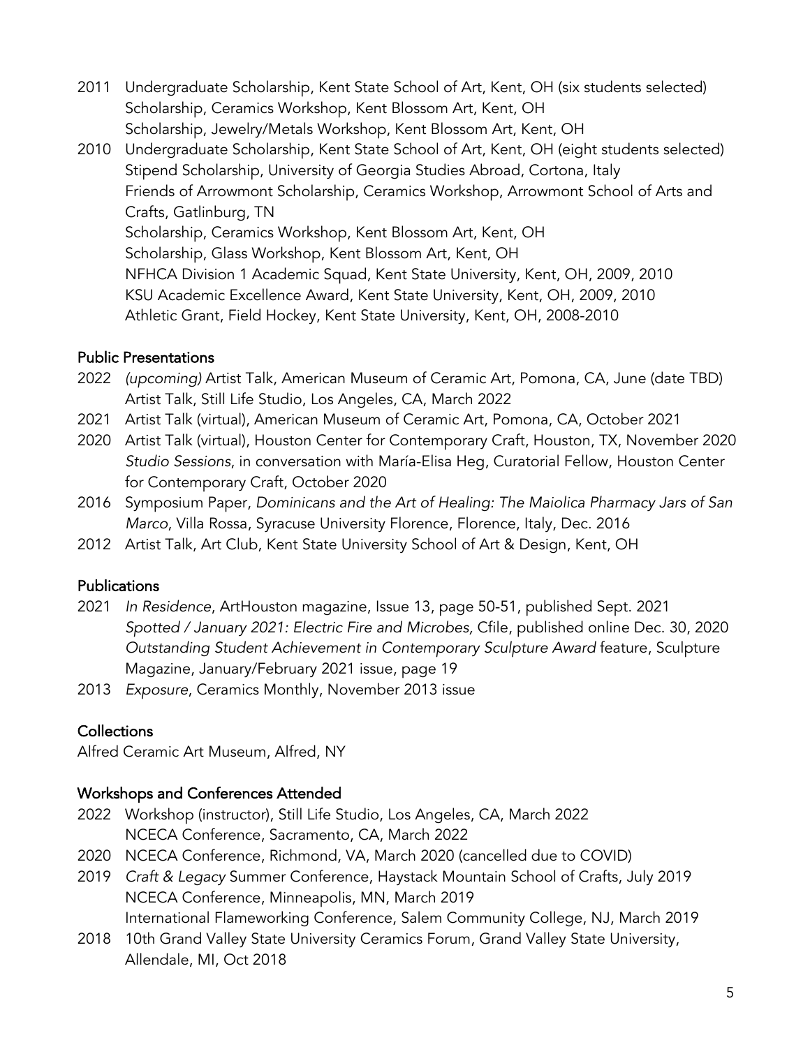2011 Undergraduate Scholarship, Kent State School of Art, Kent, OH (six students selected)
Scholarship, Ceramics Workshop, Kent Blossom Art, Kent, OH
Scholarship, Jewelry/Metals Workshop, Kent Blossom Art, Kent, OH

2010 Undergraduate Scholarship, Kent State School of Art, Kent, OH (eight students selected)
Stipend Scholarship, University of Georgia Studies Abroad, Cortona, Italy
Friends of Arrowmont Scholarship, Ceramics Workshop, Arrowmont School of Arts and Crafts, Gatlinburg, TN
Scholarship, Ceramics Workshop, Kent Blossom Art, Kent, OH
Scholarship, Glass Workshop, Kent Blossom Art, Kent, OH
NFHCA Division 1 Academic Squad, Kent State University, Kent, OH, 2009, 2010
KSU Academic Excellence Award, Kent State University, Kent, OH, 2009, 2010
Athletic Grant, Field Hockey, Kent State University, Kent, OH, 2008-2010

## Public Presentations

2022 *(upcoming)* Artist Talk, American Museum of Ceramic Art, Pomona, CA, June (date TBD)
Artist Talk, Still Life Studio, Los Angeles, CA, March 2022

2021 Artist Talk (virtual), American Museum of Ceramic Art, Pomona, CA, October 2021

2020 Artist Talk (virtual), Houston Center for Contemporary Craft, Houston, TX, November 2020
*Studio Sessions*, in conversation with María-Elisa Heg, Curatorial Fellow, Houston Center for Contemporary Craft, October 2020

2016 Symposium Paper, *Dominicans and the Art of Healing: The Maiolica Pharmacy Jars of San Marco*, Villa Rossa, Syracuse University Florence, Florence, Italy, Dec. 2016

2012 Artist Talk, Art Club, Kent State University School of Art & Design, Kent, OH

## Publications

2021 *In Residence*, ArtHouston magazine, Issue 13, page 50-51, published Sept. 2021
*Spotted / January 2021: Electric Fire and Microbes,* Cfile, published online Dec. 30, 2020
*Outstanding Student Achievement in Contemporary Sculpture Award* feature, Sculpture Magazine, January/February 2021 issue, page 19

2013 *Exposure*, Ceramics Monthly, November 2013 issue

## Collections

Alfred Ceramic Art Museum, Alfred, NY

## Workshops and Conferences Attended

2022 Workshop (instructor), Still Life Studio, Los Angeles, CA, March 2022
NCECA Conference, Sacramento, CA, March 2022

2020 NCECA Conference, Richmond, VA, March 2020 (cancelled due to COVID)

2019 *Craft & Legacy* Summer Conference, Haystack Mountain School of Crafts, July 2019
NCECA Conference, Minneapolis, MN, March 2019
International Flameworking Conference, Salem Community College, NJ, March 2019

2018 10th Grand Valley State University Ceramics Forum, Grand Valley State University, Allendale, MI, Oct 2018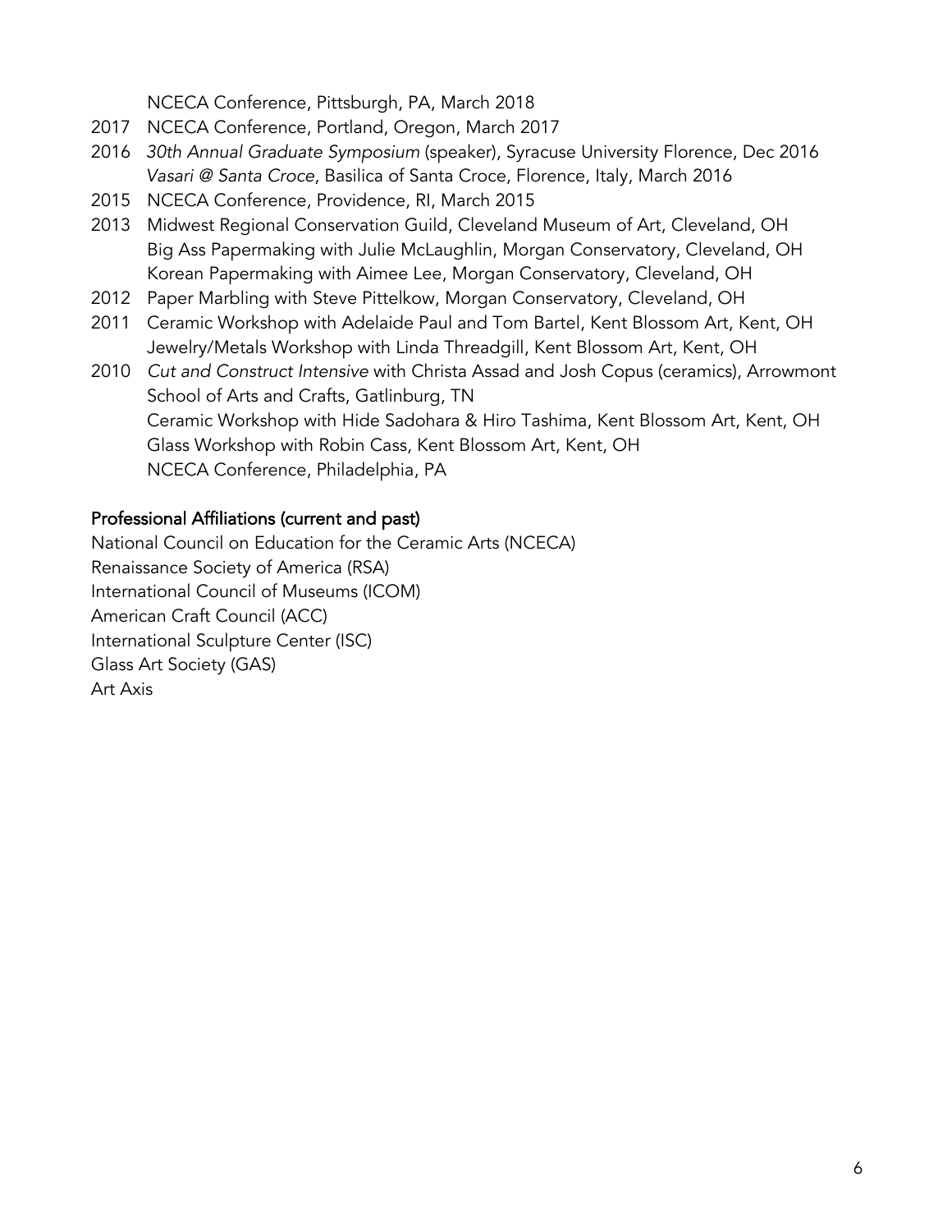NCECA Conference, Pittsburgh, PA, March 2018

2017 NCECA Conference, Portland, Oregon, March 2017

2016 *30th Annual Graduate Symposium* (speaker), Syracuse University Florence, Dec 2016
*Vasari @ Santa Croce*, Basilica of Santa Croce, Florence, Italy, March 2016

2015 NCECA Conference, Providence, RI, March 2015

2013 Midwest Regional Conservation Guild, Cleveland Museum of Art, Cleveland, OH
Big Ass Papermaking with Julie McLaughlin, Morgan Conservatory, Cleveland, OH
Korean Papermaking with Aimee Lee, Morgan Conservatory, Cleveland, OH

2012 Paper Marbling with Steve Pittelkow, Morgan Conservatory, Cleveland, OH

2011 Ceramic Workshop with Adelaide Paul and Tom Bartel, Kent Blossom Art, Kent, OH
Jewelry/Metals Workshop with Linda Threadgill, Kent Blossom Art, Kent, OH

2010 *Cut and Construct Intensive* with Christa Assad and Josh Copus (ceramics), Arrowmont School of Arts and Crafts, Gatlinburg, TN
Ceramic Workshop with Hide Sadohara & Hiro Tashima, Kent Blossom Art, Kent, OH
Glass Workshop with Robin Cass, Kent Blossom Art, Kent, OH
NCECA Conference, Philadelphia, PA

## Professional Affiliations (current and past)

National Council on Education for the Ceramic Arts (NCECA)
Renaissance Society of America (RSA)
International Council of Museums (ICOM)
American Craft Council (ACC)
International Sculpture Center (ISC)
Glass Art Society (GAS)
Art Axis